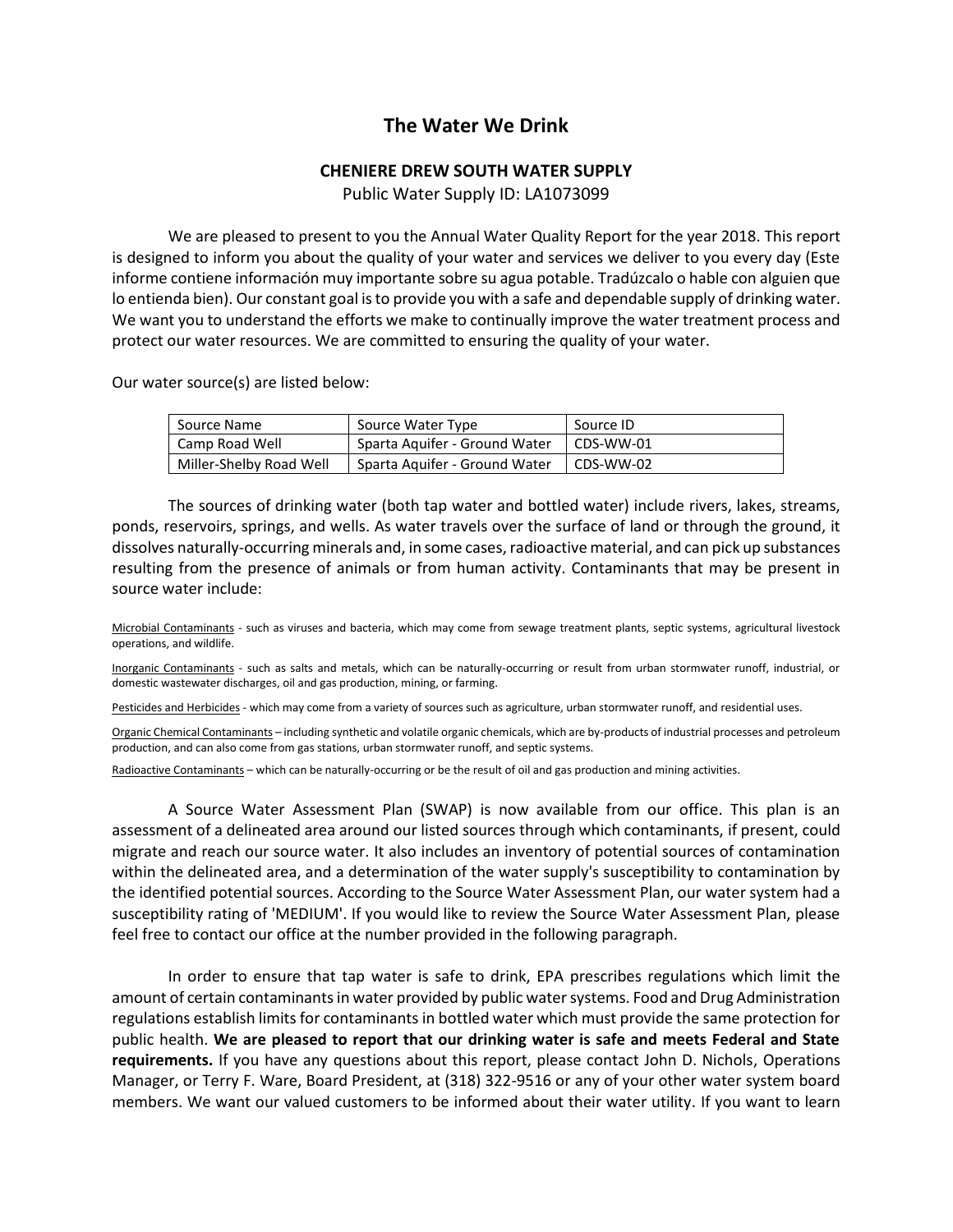# The Water We Drink

## CHENIERE DREW SOUTH WATER SUPPLY

Public Water Supply ID: LA1073099

We are pleased to present to you the Annual Water Quality Report for the year 2018. This report is designed to inform you about the quality of your water and services we deliver to you every day (Este informe contiene información muy importante sobre su agua potable. Tradúzcalo o hable con alguien que lo entienda bien). Our constant goal is to provide you with a safe and dependable supply of drinking water. We want you to understand the efforts we make to continually improve the water treatment process and protect our water resources. We are committed to ensuring the quality of your water.

Our water source(s) are listed below:

| Source Name | Source Water Type | Source ID |
| --- | --- | --- |
| Camp Road Well | Sparta Aquifer - Ground Water | CDS-WW-01 |
| Miller-Shelby Road Well | Sparta Aquifer - Ground Water | CDS-WW-02 |

The sources of drinking water (both tap water and bottled water) include rivers, lakes, streams, ponds, reservoirs, springs, and wells. As water travels over the surface of land or through the ground, it dissolves naturally-occurring minerals and, in some cases, radioactive material, and can pick up substances resulting from the presence of animals or from human activity. Contaminants that may be present in source water include:

Microbial Contaminants - such as viruses and bacteria, which may come from sewage treatment plants, septic systems, agricultural livestock operations, and wildlife.

Inorganic Contaminants - such as salts and metals, which can be naturally-occurring or result from urban stormwater runoff, industrial, or domestic wastewater discharges, oil and gas production, mining, or farming.

Pesticides and Herbicides - which may come from a variety of sources such as agriculture, urban stormwater runoff, and residential uses.

Organic Chemical Contaminants – including synthetic and volatile organic chemicals, which are by-products of industrial processes and petroleum production, and can also come from gas stations, urban stormwater runoff, and septic systems.

Radioactive Contaminants – which can be naturally-occurring or be the result of oil and gas production and mining activities.

A Source Water Assessment Plan (SWAP) is now available from our office. This plan is an assessment of a delineated area around our listed sources through which contaminants, if present, could migrate and reach our source water. It also includes an inventory of potential sources of contamination within the delineated area, and a determination of the water supply's susceptibility to contamination by the identified potential sources. According to the Source Water Assessment Plan, our water system had a susceptibility rating of 'MEDIUM'. If you would like to review the Source Water Assessment Plan, please feel free to contact our office at the number provided in the following paragraph.

In order to ensure that tap water is safe to drink, EPA prescribes regulations which limit the amount of certain contaminants in water provided by public water systems. Food and Drug Administration regulations establish limits for contaminants in bottled water which must provide the same protection for public health. **We are pleased to report that our drinking water is safe and meets Federal and State requirements.** If you have any questions about this report, please contact John D. Nichols, Operations Manager, or Terry F. Ware, Board President, at (318) 322-9516 or any of your other water system board members. We want our valued customers to be informed about their water utility. If you want to learn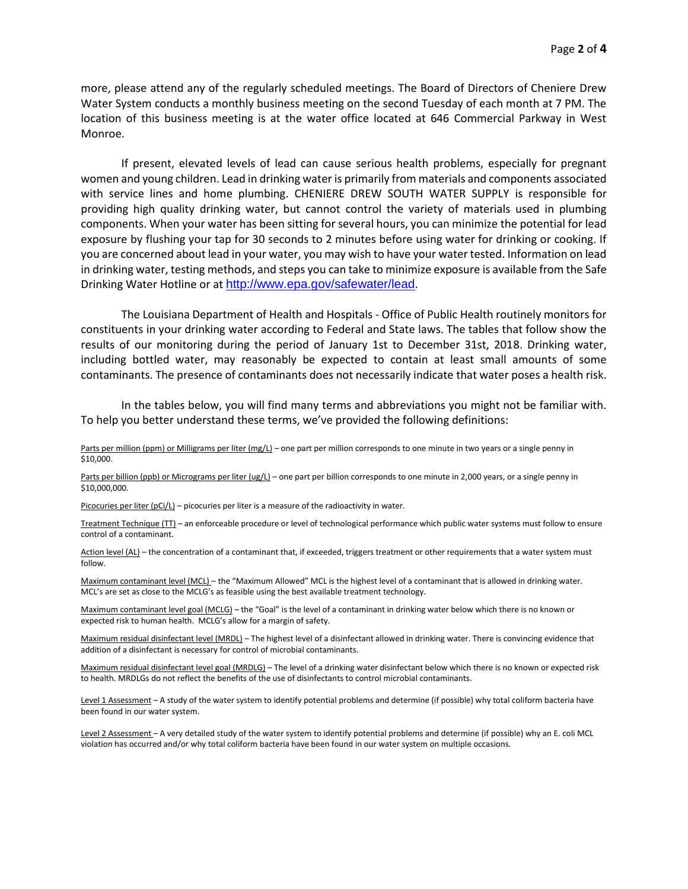more, please attend any of the regularly scheduled meetings. The Board of Directors of Cheniere Drew Water System conducts a monthly business meeting on the second Tuesday of each month at 7 PM. The location of this business meeting is at the water office located at 646 Commercial Parkway in West Monroe.

If present, elevated levels of lead can cause serious health problems, especially for pregnant women and young children. Lead in drinking water is primarily from materials and components associated with service lines and home plumbing. CHENIERE DREW SOUTH WATER SUPPLY is responsible for providing high quality drinking water, but cannot control the variety of materials used in plumbing components. When your water has been sitting for several hours, you can minimize the potential for lead exposure by flushing your tap for 30 seconds to 2 minutes before using water for drinking or cooking. If you are concerned about lead in your water, you may wish to have your water tested. Information on lead in drinking water, testing methods, and steps you can take to minimize exposure is available from the Safe Drinking Water Hotline or at http://www.epa.gov/safewater/lead.

The Louisiana Department of Health and Hospitals - Office of Public Health routinely monitors for constituents in your drinking water according to Federal and State laws. The tables that follow show the results of our monitoring during the period of January 1st to December 31st, 2018. Drinking water, including bottled water, may reasonably be expected to contain at least small amounts of some contaminants. The presence of contaminants does not necessarily indicate that water poses a health risk.

In the tables below, you will find many terms and abbreviations you might not be familiar with. To help you better understand these terms, we've provided the following definitions:

Parts per million (ppm) or Milligrams per liter (mg/L) – one part per million corresponds to one minute in two years or a single penny in $10,000.

Parts per billion (ppb) or Micrograms per liter (ug/L) – one part per billion corresponds to one minute in 2,000 years, or a single penny in $10,000,000.

Picocuries per liter (pCi/L) – picocuries per liter is a measure of the radioactivity in water.

Treatment Technique (TT) – an enforceable procedure or level of technological performance which public water systems must follow to ensure control of a contaminant.

Action level (AL) – the concentration of a contaminant that, if exceeded, triggers treatment or other requirements that a water system must follow.

Maximum contaminant level (MCL) – the "Maximum Allowed" MCL is the highest level of a contaminant that is allowed in drinking water. MCL's are set as close to the MCLG's as feasible using the best available treatment technology.

Maximum contaminant level goal (MCLG) – the "Goal" is the level of a contaminant in drinking water below which there is no known or expected risk to human health. MCLG's allow for a margin of safety.

Maximum residual disinfectant level (MRDL) – The highest level of a disinfectant allowed in drinking water. There is convincing evidence that addition of a disinfectant is necessary for control of microbial contaminants.

Maximum residual disinfectant level goal (MRDLG) – The level of a drinking water disinfectant below which there is no known or expected risk to health. MRDLGs do not reflect the benefits of the use of disinfectants to control microbial contaminants.

Level 1 Assessment – A study of the water system to identify potential problems and determine (if possible) why total coliform bacteria have been found in our water system.

Level 2 Assessment – A very detailed study of the water system to identify potential problems and determine (if possible) why an E. coli MCL violation has occurred and/or why total coliform bacteria have been found in our water system on multiple occasions.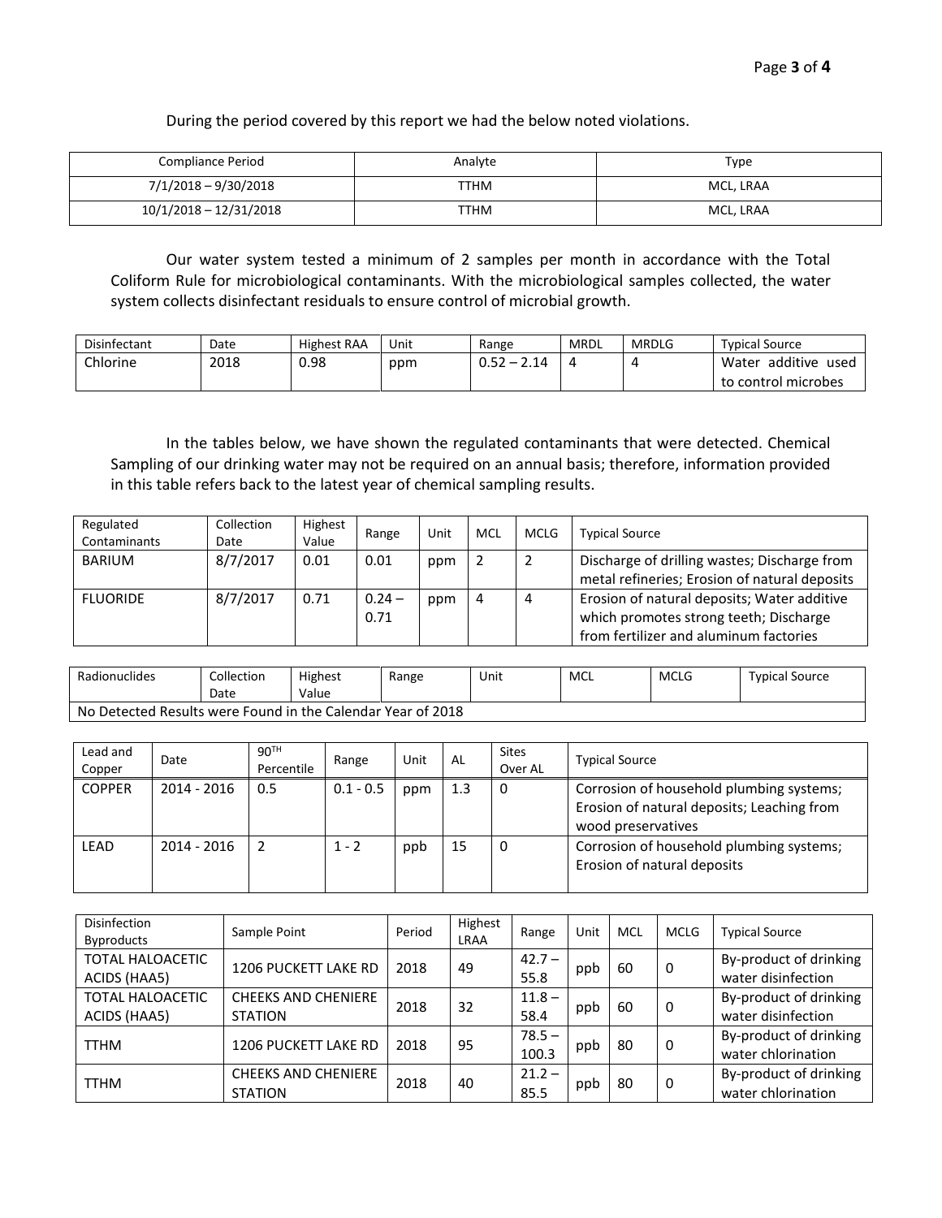During the period covered by this report we had the below noted violations.

| Compliance Period | Analyte | Type |
|---|---|---|
| 7/1/2018 – 9/30/2018 | TTHM | MCL, LRAA |
| 10/1/2018 – 12/31/2018 | TTHM | MCL, LRAA |

Our water system tested a minimum of 2 samples per month in accordance with the Total Coliform Rule for microbiological contaminants. With the microbiological samples collected, the water system collects disinfectant residuals to ensure control of microbial growth.

| Disinfectant | Date | Highest RAA | Unit | Range | MRDL | MRDLG | Typical Source |
|---|---|---|---|---|---|---|---|
| Chlorine | 2018 | 0.98 | ppm | 0.52 – 2.14 | 4 | 4 | Water additive used to control microbes |

In the tables below, we have shown the regulated contaminants that were detected. Chemical Sampling of our drinking water may not be required on an annual basis; therefore, information provided in this table refers back to the latest year of chemical sampling results.

| Regulated Contaminants | Collection Date | Highest Value | Range | Unit | MCL | MCLG | Typical Source |
|---|---|---|---|---|---|---|---|
| BARIUM | 8/7/2017 | 0.01 | 0.01 | ppm | 2 | 2 | Discharge of drilling wastes; Discharge from metal refineries; Erosion of natural deposits |
| FLUORIDE | 8/7/2017 | 0.71 | 0.24 – 0.71 | ppm | 4 | 4 | Erosion of natural deposits; Water additive which promotes strong teeth; Discharge from fertilizer and aluminum factories |

| Radionuclides | Collection Date | Highest Value | Range | Unit | MCL | MCLG | Typical Source |
|---|---|---|---|---|---|---|---|
| No Detected Results were Found in the Calendar Year of 2018 | | | | | | | |

| Lead and Copper | Date | 90TH Percentile | Range | Unit | AL | Sites Over AL | Typical Source |
|---|---|---|---|---|---|---|---|
| COPPER | 2014 - 2016 | 0.5 | 0.1 - 0.5 | ppm | 1.3 | 0 | Corrosion of household plumbing systems; Erosion of natural deposits; Leaching from wood preservatives |
| LEAD | 2014 - 2016 | 2 | 1 - 2 | ppb | 15 | 0 | Corrosion of household plumbing systems; Erosion of natural deposits |

| Disinfection Byproducts | Sample Point | Period | Highest LRAA | Range | Unit | MCL | MCLG | Typical Source |
|---|---|---|---|---|---|---|---|---|
| TOTAL HALOACETIC ACIDS (HAA5) | 1206 PUCKETT LAKE RD | 2018 | 49 | 42.7 – 55.8 | ppb | 60 | 0 | By-product of drinking water disinfection |
| TOTAL HALOACETIC ACIDS (HAA5) | CHEEKS AND CHENIERE STATION | 2018 | 32 | 11.8 – 58.4 | ppb | 60 | 0 | By-product of drinking water disinfection |
| TTHM | 1206 PUCKETT LAKE RD | 2018 | 95 | 78.5 – 100.3 | ppb | 80 | 0 | By-product of drinking water chlorination |
| TTHM | CHEEKS AND CHENIERE STATION | 2018 | 40 | 21.2 – 85.5 | ppb | 80 | 0 | By-product of drinking water chlorination |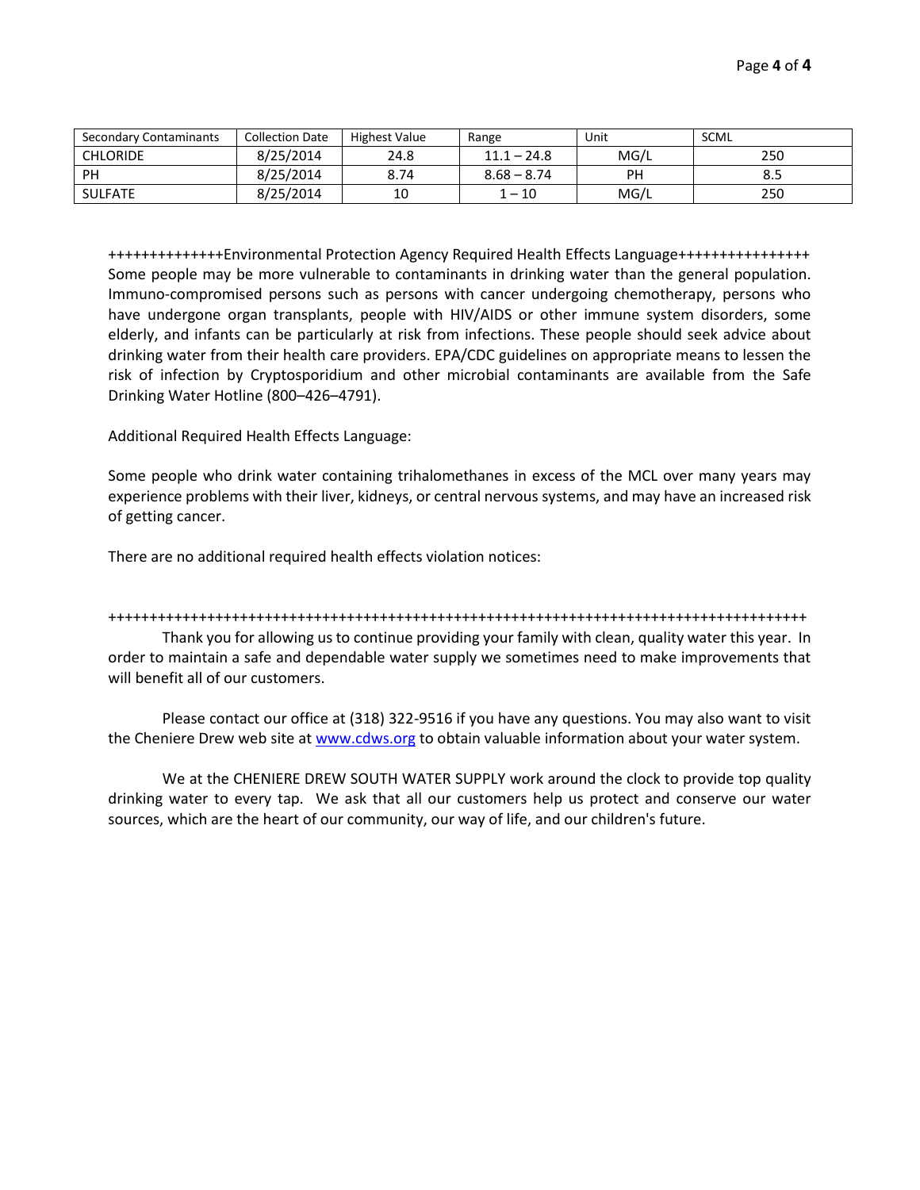| Secondary Contaminants | Collection Date | Highest Value | Range | Unit | SCML |
|---|---|---|---|---|---|
| CHLORIDE | 8/25/2014 | 24.8 | 11.1 – 24.8 | MG/L | 250 |
| PH | 8/25/2014 | 8.74 | 8.68 – 8.74 | PH | 8.5 |
| SULFATE | 8/25/2014 | 10 | 1 – 10 | MG/L | 250 |

++++++++++++++Environmental Protection Agency Required Health Effects Language++++++++++++++++
Some people may be more vulnerable to contaminants in drinking water than the general population. Immuno-compromised persons such as persons with cancer undergoing chemotherapy, persons who have undergone organ transplants, people with HIV/AIDS or other immune system disorders, some elderly, and infants can be particularly at risk from infections. These people should seek advice about drinking water from their health care providers. EPA/CDC guidelines on appropriate means to lessen the risk of infection by Cryptosporidium and other microbial contaminants are available from the Safe Drinking Water Hotline (800–426–4791).

Additional Required Health Effects Language:

Some people who drink water containing trihalomethanes in excess of the MCL over many years may experience problems with their liver, kidneys, or central nervous systems, and may have an increased risk of getting cancer.

There are no additional required health effects violation notices:

++++++++++++++++++++++++++++++++++++++++++++++++++++++++++++++++++++++++++++++++++++++++

Thank you for allowing us to continue providing your family with clean, quality water this year. In order to maintain a safe and dependable water supply we sometimes need to make improvements that will benefit all of our customers.

Please contact our office at (318) 322-9516 if you have any questions. You may also want to visit the Cheniere Drew web site at www.cdws.org to obtain valuable information about your water system.

We at the CHENIERE DREW SOUTH WATER SUPPLY work around the clock to provide top quality drinking water to every tap. We ask that all our customers help us protect and conserve our water sources, which are the heart of our community, our way of life, and our children's future.